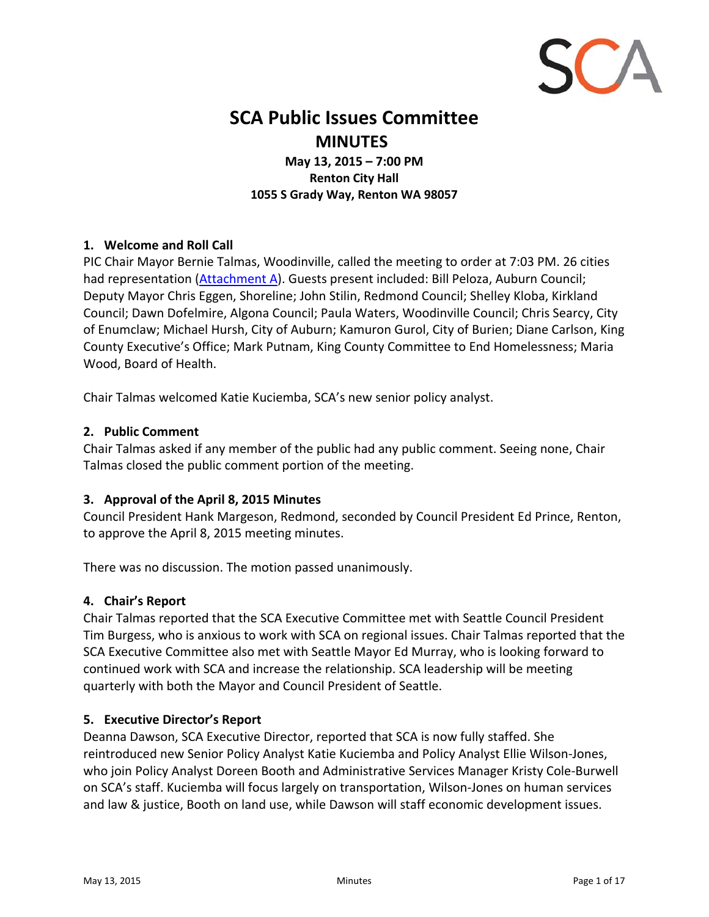# SCA Public Issues Committee

## MINUTES

**May 13, 2015 – 7:00 PM**
**Renton City Hall**
**1055 S Grady Way, Renton WA 98057**

### 1. Welcome and Roll Call

PIC Chair Mayor Bernie Talmas, Woodinville, called the meeting to order at 7:03 PM. 26 cities had representation (Attachment A). Guests present included: Bill Peloza, Auburn Council; Deputy Mayor Chris Eggen, Shoreline; John Stilin, Redmond Council; Shelley Kloba, Kirkland Council; Dawn Dofelmire, Algona Council; Paula Waters, Woodinville Council; Chris Searcy, City of Enumclaw; Michael Hursh, City of Auburn; Kamuron Gurol, City of Burien; Diane Carlson, King County Executive's Office; Mark Putnam, King County Committee to End Homelessness; Maria Wood, Board of Health.

Chair Talmas welcomed Katie Kuciemba, SCA's new senior policy analyst.

### 2. Public Comment

Chair Talmas asked if any member of the public had any public comment. Seeing none, Chair Talmas closed the public comment portion of the meeting.

### 3. Approval of the April 8, 2015 Minutes

Council President Hank Margeson, Redmond, seconded by Council President Ed Prince, Renton, to approve the April 8, 2015 meeting minutes.

There was no discussion. The motion passed unanimously.

### 4. Chair's Report

Chair Talmas reported that the SCA Executive Committee met with Seattle Council President Tim Burgess, who is anxious to work with SCA on regional issues. Chair Talmas reported that the SCA Executive Committee also met with Seattle Mayor Ed Murray, who is looking forward to continued work with SCA and increase the relationship. SCA leadership will be meeting quarterly with both the Mayor and Council President of Seattle.

### 5. Executive Director's Report

Deanna Dawson, SCA Executive Director, reported that SCA is now fully staffed. She reintroduced new Senior Policy Analyst Katie Kuciemba and Policy Analyst Ellie Wilson-Jones, who join Policy Analyst Doreen Booth and Administrative Services Manager Kristy Cole-Burwell on SCA's staff. Kuciemba will focus largely on transportation, Wilson-Jones on human services and law & justice, Booth on land use, while Dawson will staff economic development issues.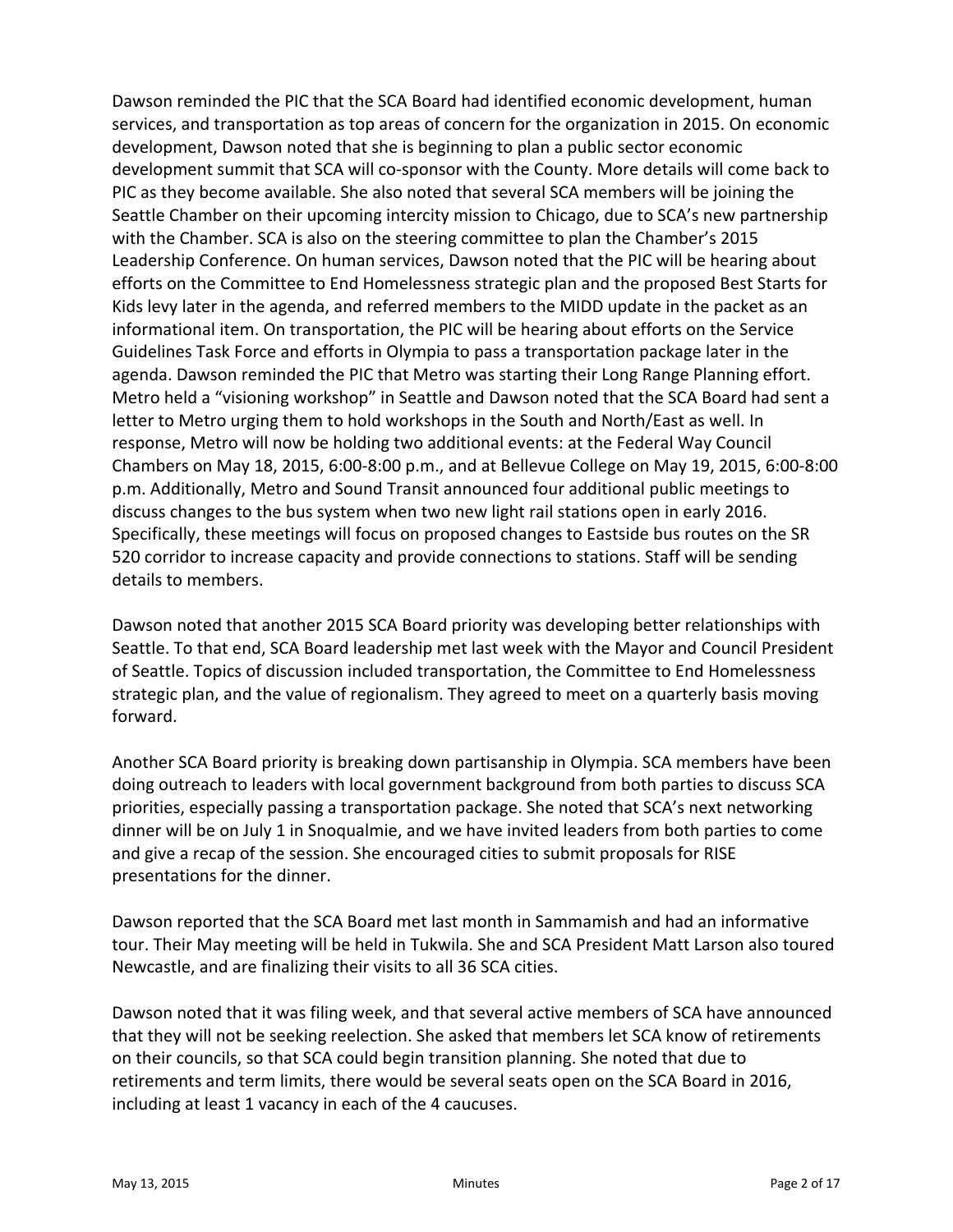Dawson reminded the PIC that the SCA Board had identified economic development, human services, and transportation as top areas of concern for the organization in 2015. On economic development, Dawson noted that she is beginning to plan a public sector economic development summit that SCA will co-sponsor with the County. More details will come back to PIC as they become available. She also noted that several SCA members will be joining the Seattle Chamber on their upcoming intercity mission to Chicago, due to SCA's new partnership with the Chamber. SCA is also on the steering committee to plan the Chamber's 2015 Leadership Conference. On human services, Dawson noted that the PIC will be hearing about efforts on the Committee to End Homelessness strategic plan and the proposed Best Starts for Kids levy later in the agenda, and referred members to the MIDD update in the packet as an informational item. On transportation, the PIC will be hearing about efforts on the Service Guidelines Task Force and efforts in Olympia to pass a transportation package later in the agenda. Dawson reminded the PIC that Metro was starting their Long Range Planning effort. Metro held a "visioning workshop" in Seattle and Dawson noted that the SCA Board had sent a letter to Metro urging them to hold workshops in the South and North/East as well. In response, Metro will now be holding two additional events: at the Federal Way Council Chambers on May 18, 2015, 6:00-8:00 p.m., and at Bellevue College on May 19, 2015, 6:00-8:00 p.m. Additionally, Metro and Sound Transit announced four additional public meetings to discuss changes to the bus system when two new light rail stations open in early 2016. Specifically, these meetings will focus on proposed changes to Eastside bus routes on the SR 520 corridor to increase capacity and provide connections to stations. Staff will be sending details to members.

Dawson noted that another 2015 SCA Board priority was developing better relationships with Seattle. To that end, SCA Board leadership met last week with the Mayor and Council President of Seattle. Topics of discussion included transportation, the Committee to End Homelessness strategic plan, and the value of regionalism. They agreed to meet on a quarterly basis moving forward.

Another SCA Board priority is breaking down partisanship in Olympia. SCA members have been doing outreach to leaders with local government background from both parties to discuss SCA priorities, especially passing a transportation package. She noted that SCA's next networking dinner will be on July 1 in Snoqualmie, and we have invited leaders from both parties to come and give a recap of the session. She encouraged cities to submit proposals for RISE presentations for the dinner.

Dawson reported that the SCA Board met last month in Sammamish and had an informative tour. Their May meeting will be held in Tukwila. She and SCA President Matt Larson also toured Newcastle, and are finalizing their visits to all 36 SCA cities.

Dawson noted that it was filing week, and that several active members of SCA have announced that they will not be seeking reelection. She asked that members let SCA know of retirements on their councils, so that SCA could begin transition planning. She noted that due to retirements and term limits, there would be several seats open on the SCA Board in 2016, including at least 1 vacancy in each of the 4 caucuses.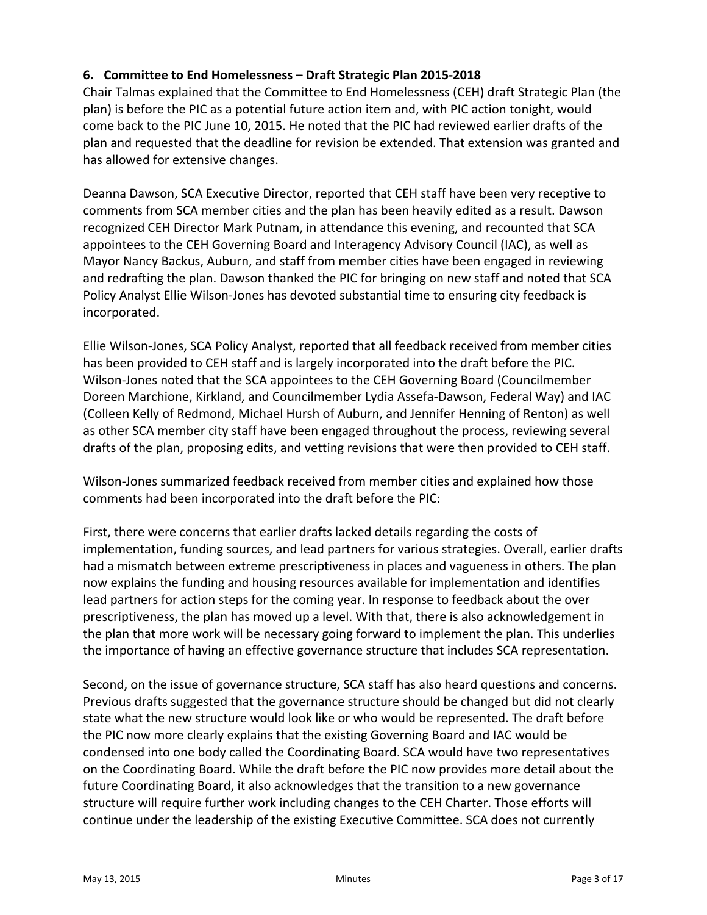### 6. Committee to End Homelessness – Draft Strategic Plan 2015-2018

Chair Talmas explained that the Committee to End Homelessness (CEH) draft Strategic Plan (the plan) is before the PIC as a potential future action item and, with PIC action tonight, would come back to the PIC June 10, 2015. He noted that the PIC had reviewed earlier drafts of the plan and requested that the deadline for revision be extended. That extension was granted and has allowed for extensive changes.

Deanna Dawson, SCA Executive Director, reported that CEH staff have been very receptive to comments from SCA member cities and the plan has been heavily edited as a result. Dawson recognized CEH Director Mark Putnam, in attendance this evening, and recounted that SCA appointees to the CEH Governing Board and Interagency Advisory Council (IAC), as well as Mayor Nancy Backus, Auburn, and staff from member cities have been engaged in reviewing and redrafting the plan. Dawson thanked the PIC for bringing on new staff and noted that SCA Policy Analyst Ellie Wilson-Jones has devoted substantial time to ensuring city feedback is incorporated.

Ellie Wilson-Jones, SCA Policy Analyst, reported that all feedback received from member cities has been provided to CEH staff and is largely incorporated into the draft before the PIC. Wilson-Jones noted that the SCA appointees to the CEH Governing Board (Councilmember Doreen Marchione, Kirkland, and Councilmember Lydia Assefa-Dawson, Federal Way) and IAC (Colleen Kelly of Redmond, Michael Hursh of Auburn, and Jennifer Henning of Renton) as well as other SCA member city staff have been engaged throughout the process, reviewing several drafts of the plan, proposing edits, and vetting revisions that were then provided to CEH staff.

Wilson-Jones summarized feedback received from member cities and explained how those comments had been incorporated into the draft before the PIC:

First, there were concerns that earlier drafts lacked details regarding the costs of implementation, funding sources, and lead partners for various strategies. Overall, earlier drafts had a mismatch between extreme prescriptiveness in places and vagueness in others. The plan now explains the funding and housing resources available for implementation and identifies lead partners for action steps for the coming year. In response to feedback about the over prescriptiveness, the plan has moved up a level. With that, there is also acknowledgement in the plan that more work will be necessary going forward to implement the plan. This underlies the importance of having an effective governance structure that includes SCA representation.

Second, on the issue of governance structure, SCA staff has also heard questions and concerns. Previous drafts suggested that the governance structure should be changed but did not clearly state what the new structure would look like or who would be represented. The draft before the PIC now more clearly explains that the existing Governing Board and IAC would be condensed into one body called the Coordinating Board. SCA would have two representatives on the Coordinating Board. While the draft before the PIC now provides more detail about the future Coordinating Board, it also acknowledges that the transition to a new governance structure will require further work including changes to the CEH Charter. Those efforts will continue under the leadership of the existing Executive Committee. SCA does not currently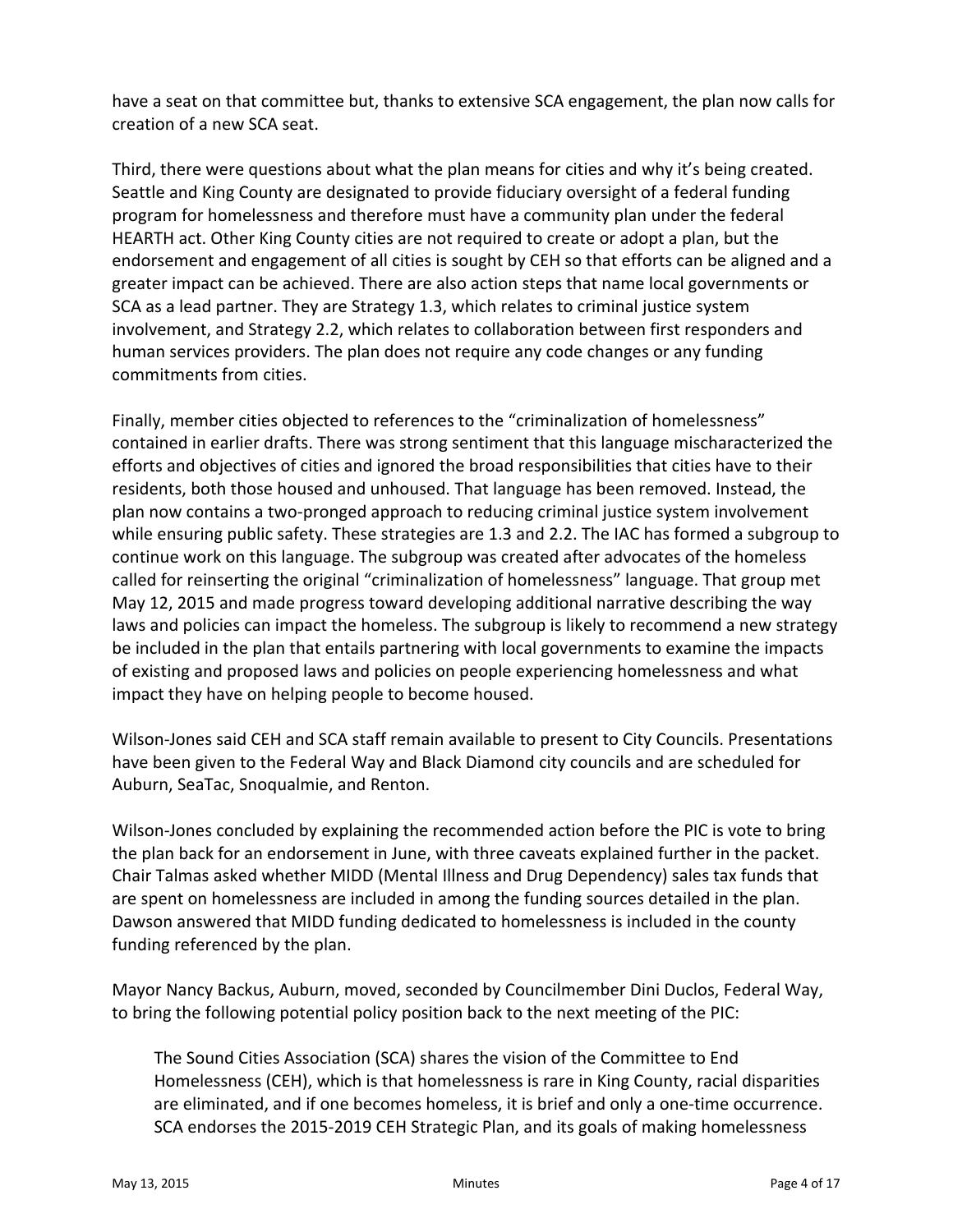have a seat on that committee but, thanks to extensive SCA engagement, the plan now calls for creation of a new SCA seat.

Third, there were questions about what the plan means for cities and why it's being created. Seattle and King County are designated to provide fiduciary oversight of a federal funding program for homelessness and therefore must have a community plan under the federal HEARTH act. Other King County cities are not required to create or adopt a plan, but the endorsement and engagement of all cities is sought by CEH so that efforts can be aligned and a greater impact can be achieved. There are also action steps that name local governments or SCA as a lead partner. They are Strategy 1.3, which relates to criminal justice system involvement, and Strategy 2.2, which relates to collaboration between first responders and human services providers. The plan does not require any code changes or any funding commitments from cities.

Finally, member cities objected to references to the "criminalization of homelessness" contained in earlier drafts. There was strong sentiment that this language mischaracterized the efforts and objectives of cities and ignored the broad responsibilities that cities have to their residents, both those housed and unhoused. That language has been removed. Instead, the plan now contains a two-pronged approach to reducing criminal justice system involvement while ensuring public safety. These strategies are 1.3 and 2.2. The IAC has formed a subgroup to continue work on this language. The subgroup was created after advocates of the homeless called for reinserting the original "criminalization of homelessness" language. That group met May 12, 2015 and made progress toward developing additional narrative describing the way laws and policies can impact the homeless. The subgroup is likely to recommend a new strategy be included in the plan that entails partnering with local governments to examine the impacts of existing and proposed laws and policies on people experiencing homelessness and what impact they have on helping people to become housed.

Wilson-Jones said CEH and SCA staff remain available to present to City Councils. Presentations have been given to the Federal Way and Black Diamond city councils and are scheduled for Auburn, SeaTac, Snoqualmie, and Renton.

Wilson-Jones concluded by explaining the recommended action before the PIC is vote to bring the plan back for an endorsement in June, with three caveats explained further in the packet. Chair Talmas asked whether MIDD (Mental Illness and Drug Dependency) sales tax funds that are spent on homelessness are included in among the funding sources detailed in the plan. Dawson answered that MIDD funding dedicated to homelessness is included in the county funding referenced by the plan.

Mayor Nancy Backus, Auburn, moved, seconded by Councilmember Dini Duclos, Federal Way, to bring the following potential policy position back to the next meeting of the PIC:

> The Sound Cities Association (SCA) shares the vision of the Committee to End Homelessness (CEH), which is that homelessness is rare in King County, racial disparities are eliminated, and if one becomes homeless, it is brief and only a one-time occurrence. SCA endorses the 2015-2019 CEH Strategic Plan, and its goals of making homelessness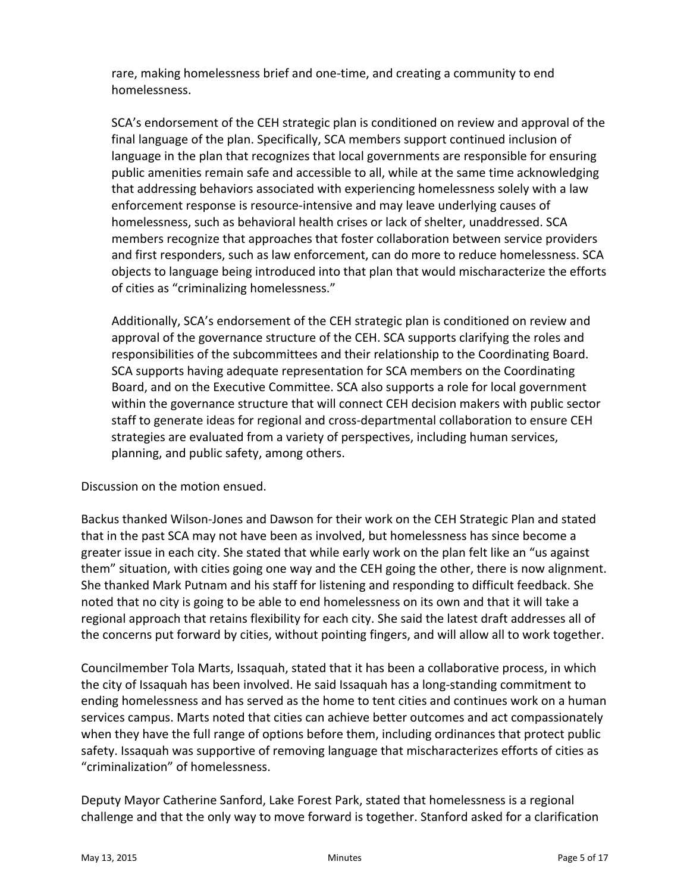rare, making homelessness brief and one-time, and creating a community to end homelessness.

SCA's endorsement of the CEH strategic plan is conditioned on review and approval of the final language of the plan. Specifically, SCA members support continued inclusion of language in the plan that recognizes that local governments are responsible for ensuring public amenities remain safe and accessible to all, while at the same time acknowledging that addressing behaviors associated with experiencing homelessness solely with a law enforcement response is resource-intensive and may leave underlying causes of homelessness, such as behavioral health crises or lack of shelter, unaddressed. SCA members recognize that approaches that foster collaboration between service providers and first responders, such as law enforcement, can do more to reduce homelessness. SCA objects to language being introduced into that plan that would mischaracterize the efforts of cities as "criminalizing homelessness."

Additionally, SCA's endorsement of the CEH strategic plan is conditioned on review and approval of the governance structure of the CEH. SCA supports clarifying the roles and responsibilities of the subcommittees and their relationship to the Coordinating Board. SCA supports having adequate representation for SCA members on the Coordinating Board, and on the Executive Committee. SCA also supports a role for local government within the governance structure that will connect CEH decision makers with public sector staff to generate ideas for regional and cross-departmental collaboration to ensure CEH strategies are evaluated from a variety of perspectives, including human services, planning, and public safety, among others.

Discussion on the motion ensued.

Backus thanked Wilson-Jones and Dawson for their work on the CEH Strategic Plan and stated that in the past SCA may not have been as involved, but homelessness has since become a greater issue in each city. She stated that while early work on the plan felt like an "us against them" situation, with cities going one way and the CEH going the other, there is now alignment. She thanked Mark Putnam and his staff for listening and responding to difficult feedback. She noted that no city is going to be able to end homelessness on its own and that it will take a regional approach that retains flexibility for each city. She said the latest draft addresses all of the concerns put forward by cities, without pointing fingers, and will allow all to work together.

Councilmember Tola Marts, Issaquah, stated that it has been a collaborative process, in which the city of Issaquah has been involved. He said Issaquah has a long-standing commitment to ending homelessness and has served as the home to tent cities and continues work on a human services campus. Marts noted that cities can achieve better outcomes and act compassionately when they have the full range of options before them, including ordinances that protect public safety. Issaquah was supportive of removing language that mischaracterizes efforts of cities as "criminalization" of homelessness.

Deputy Mayor Catherine Sanford, Lake Forest Park, stated that homelessness is a regional challenge and that the only way to move forward is together. Stanford asked for a clarification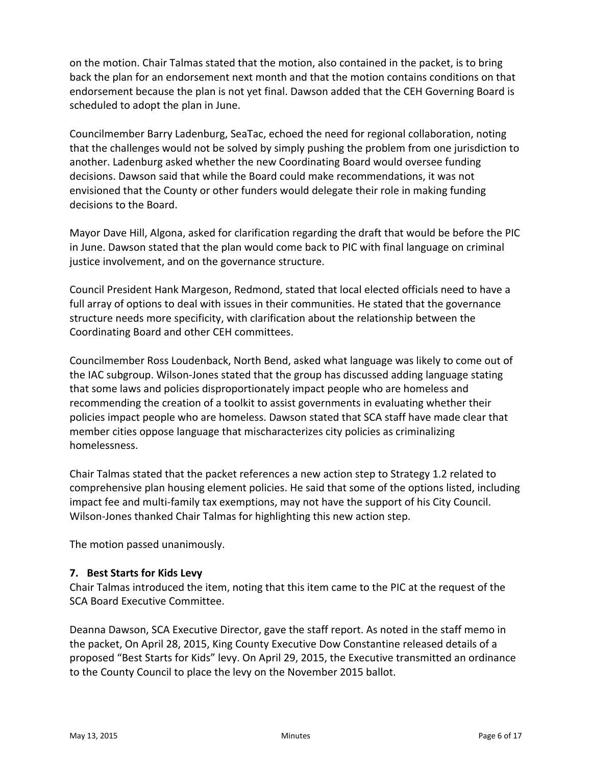on the motion. Chair Talmas stated that the motion, also contained in the packet, is to bring back the plan for an endorsement next month and that the motion contains conditions on that endorsement because the plan is not yet final. Dawson added that the CEH Governing Board is scheduled to adopt the plan in June.

Councilmember Barry Ladenburg, SeaTac, echoed the need for regional collaboration, noting that the challenges would not be solved by simply pushing the problem from one jurisdiction to another. Ladenburg asked whether the new Coordinating Board would oversee funding decisions. Dawson said that while the Board could make recommendations, it was not envisioned that the County or other funders would delegate their role in making funding decisions to the Board.

Mayor Dave Hill, Algona, asked for clarification regarding the draft that would be before the PIC in June. Dawson stated that the plan would come back to PIC with final language on criminal justice involvement, and on the governance structure.

Council President Hank Margeson, Redmond, stated that local elected officials need to have a full array of options to deal with issues in their communities. He stated that the governance structure needs more specificity, with clarification about the relationship between the Coordinating Board and other CEH committees.

Councilmember Ross Loudenback, North Bend, asked what language was likely to come out of the IAC subgroup. Wilson-Jones stated that the group has discussed adding language stating that some laws and policies disproportionately impact people who are homeless and recommending the creation of a toolkit to assist governments in evaluating whether their policies impact people who are homeless. Dawson stated that SCA staff have made clear that member cities oppose language that mischaracterizes city policies as criminalizing homelessness.

Chair Talmas stated that the packet references a new action step to Strategy 1.2 related to comprehensive plan housing element policies. He said that some of the options listed, including impact fee and multi-family tax exemptions, may not have the support of his City Council. Wilson-Jones thanked Chair Talmas for highlighting this new action step.

The motion passed unanimously.

**7. Best Starts for Kids Levy**

Chair Talmas introduced the item, noting that this item came to the PIC at the request of the SCA Board Executive Committee.

Deanna Dawson, SCA Executive Director, gave the staff report. As noted in the staff memo in the packet, On April 28, 2015, King County Executive Dow Constantine released details of a proposed "Best Starts for Kids" levy. On April 29, 2015, the Executive transmitted an ordinance to the County Council to place the levy on the November 2015 ballot.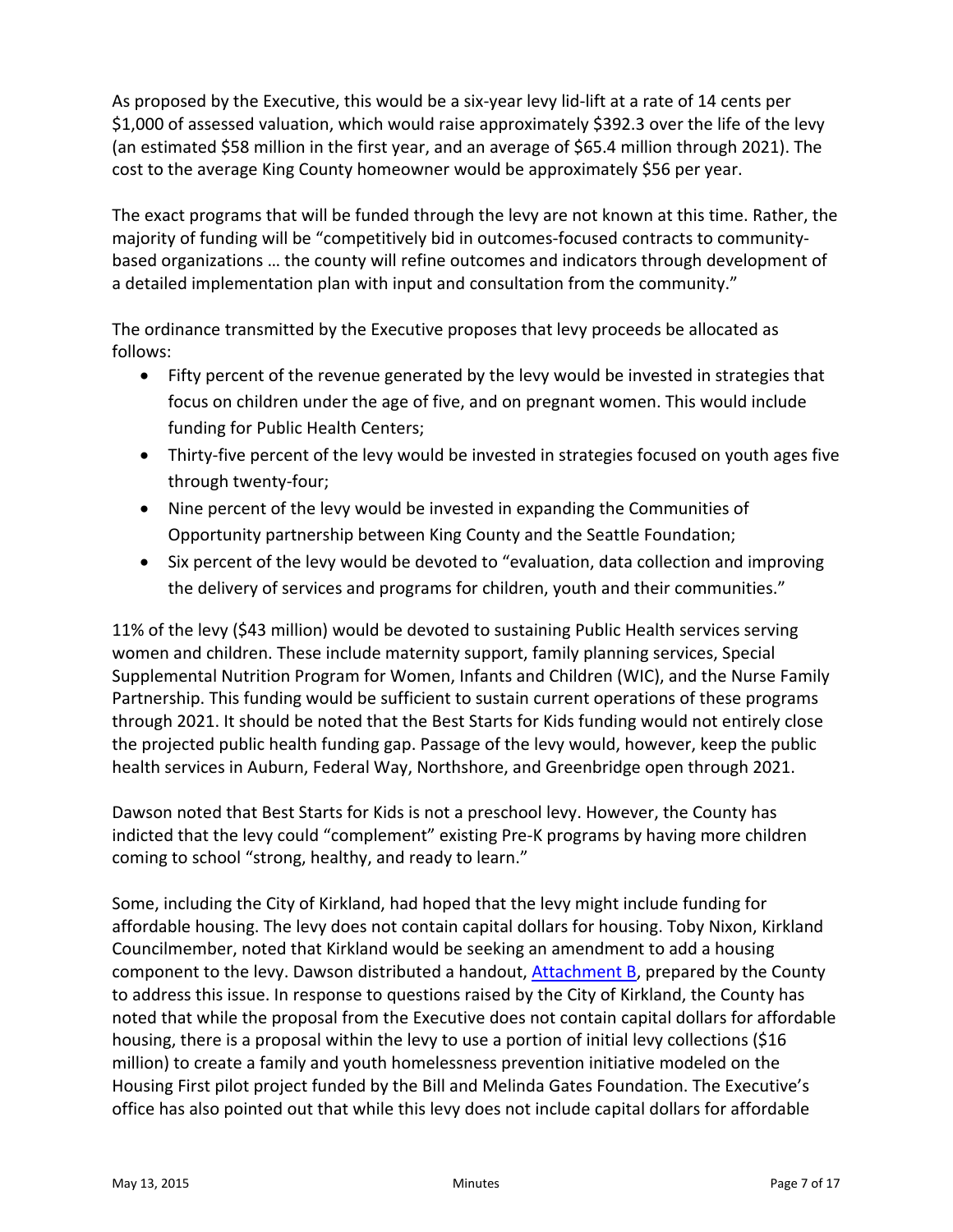As proposed by the Executive, this would be a six-year levy lid-lift at a rate of 14 cents per $1,000 of assessed valuation, which would raise approximately $392.3 over the life of the levy (an estimated $58 million in the first year, and an average of $65.4 million through 2021). The cost to the average King County homeowner would be approximately $56 per year.

The exact programs that will be funded through the levy are not known at this time. Rather, the majority of funding will be "competitively bid in outcomes-focused contracts to community-based organizations … the county will refine outcomes and indicators through development of a detailed implementation plan with input and consultation from the community."

The ordinance transmitted by the Executive proposes that levy proceeds be allocated as follows:

- Fifty percent of the revenue generated by the levy would be invested in strategies that focus on children under the age of five, and on pregnant women. This would include funding for Public Health Centers;
- Thirty-five percent of the levy would be invested in strategies focused on youth ages five through twenty-four;
- Nine percent of the levy would be invested in expanding the Communities of Opportunity partnership between King County and the Seattle Foundation;
- Six percent of the levy would be devoted to "evaluation, data collection and improving the delivery of services and programs for children, youth and their communities."

11% of the levy ($43 million) would be devoted to sustaining Public Health services serving women and children. These include maternity support, family planning services, Special Supplemental Nutrition Program for Women, Infants and Children (WIC), and the Nurse Family Partnership. This funding would be sufficient to sustain current operations of these programs through 2021. It should be noted that the Best Starts for Kids funding would not entirely close the projected public health funding gap. Passage of the levy would, however, keep the public health services in Auburn, Federal Way, Northshore, and Greenbridge open through 2021.

Dawson noted that Best Starts for Kids is not a preschool levy. However, the County has indicted that the levy could "complement" existing Pre-K programs by having more children coming to school "strong, healthy, and ready to learn."

Some, including the City of Kirkland, had hoped that the levy might include funding for affordable housing. The levy does not contain capital dollars for housing. Toby Nixon, Kirkland Councilmember, noted that Kirkland would be seeking an amendment to add a housing component to the levy. Dawson distributed a handout, Attachment B, prepared by the County to address this issue. In response to questions raised by the City of Kirkland, the County has noted that while the proposal from the Executive does not contain capital dollars for affordable housing, there is a proposal within the levy to use a portion of initial levy collections ($16 million) to create a family and youth homelessness prevention initiative modeled on the Housing First pilot project funded by the Bill and Melinda Gates Foundation. The Executive's office has also pointed out that while this levy does not include capital dollars for affordable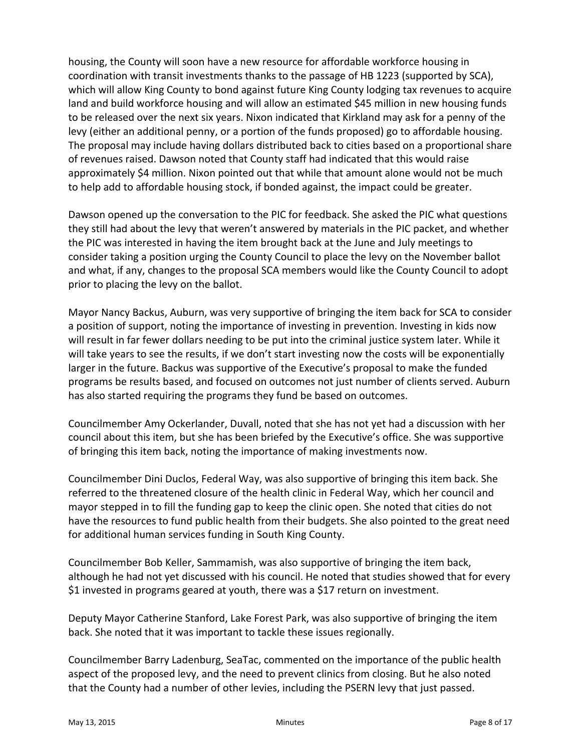housing, the County will soon have a new resource for affordable workforce housing in coordination with transit investments thanks to the passage of HB 1223 (supported by SCA), which will allow King County to bond against future King County lodging tax revenues to acquire land and build workforce housing and will allow an estimated $45 million in new housing funds to be released over the next six years. Nixon indicated that Kirkland may ask for a penny of the levy (either an additional penny, or a portion of the funds proposed) go to affordable housing. The proposal may include having dollars distributed back to cities based on a proportional share of revenues raised. Dawson noted that County staff had indicated that this would raise approximately $4 million. Nixon pointed out that while that amount alone would not be much to help add to affordable housing stock, if bonded against, the impact could be greater.

Dawson opened up the conversation to the PIC for feedback. She asked the PIC what questions they still had about the levy that weren't answered by materials in the PIC packet, and whether the PIC was interested in having the item brought back at the June and July meetings to consider taking a position urging the County Council to place the levy on the November ballot and what, if any, changes to the proposal SCA members would like the County Council to adopt prior to placing the levy on the ballot.

Mayor Nancy Backus, Auburn, was very supportive of bringing the item back for SCA to consider a position of support, noting the importance of investing in prevention. Investing in kids now will result in far fewer dollars needing to be put into the criminal justice system later. While it will take years to see the results, if we don't start investing now the costs will be exponentially larger in the future. Backus was supportive of the Executive's proposal to make the funded programs be results based, and focused on outcomes not just number of clients served. Auburn has also started requiring the programs they fund be based on outcomes.

Councilmember Amy Ockerlander, Duvall, noted that she has not yet had a discussion with her council about this item, but she has been briefed by the Executive's office. She was supportive of bringing this item back, noting the importance of making investments now.

Councilmember Dini Duclos, Federal Way, was also supportive of bringing this item back. She referred to the threatened closure of the health clinic in Federal Way, which her council and mayor stepped in to fill the funding gap to keep the clinic open. She noted that cities do not have the resources to fund public health from their budgets. She also pointed to the great need for additional human services funding in South King County.

Councilmember Bob Keller, Sammamish, was also supportive of bringing the item back, although he had not yet discussed with his council. He noted that studies showed that for every $1 invested in programs geared at youth, there was a $17 return on investment.

Deputy Mayor Catherine Stanford, Lake Forest Park, was also supportive of bringing the item back. She noted that it was important to tackle these issues regionally.

Councilmember Barry Ladenburg, SeaTac, commented on the importance of the public health aspect of the proposed levy, and the need to prevent clinics from closing. But he also noted that the County had a number of other levies, including the PSERN levy that just passed.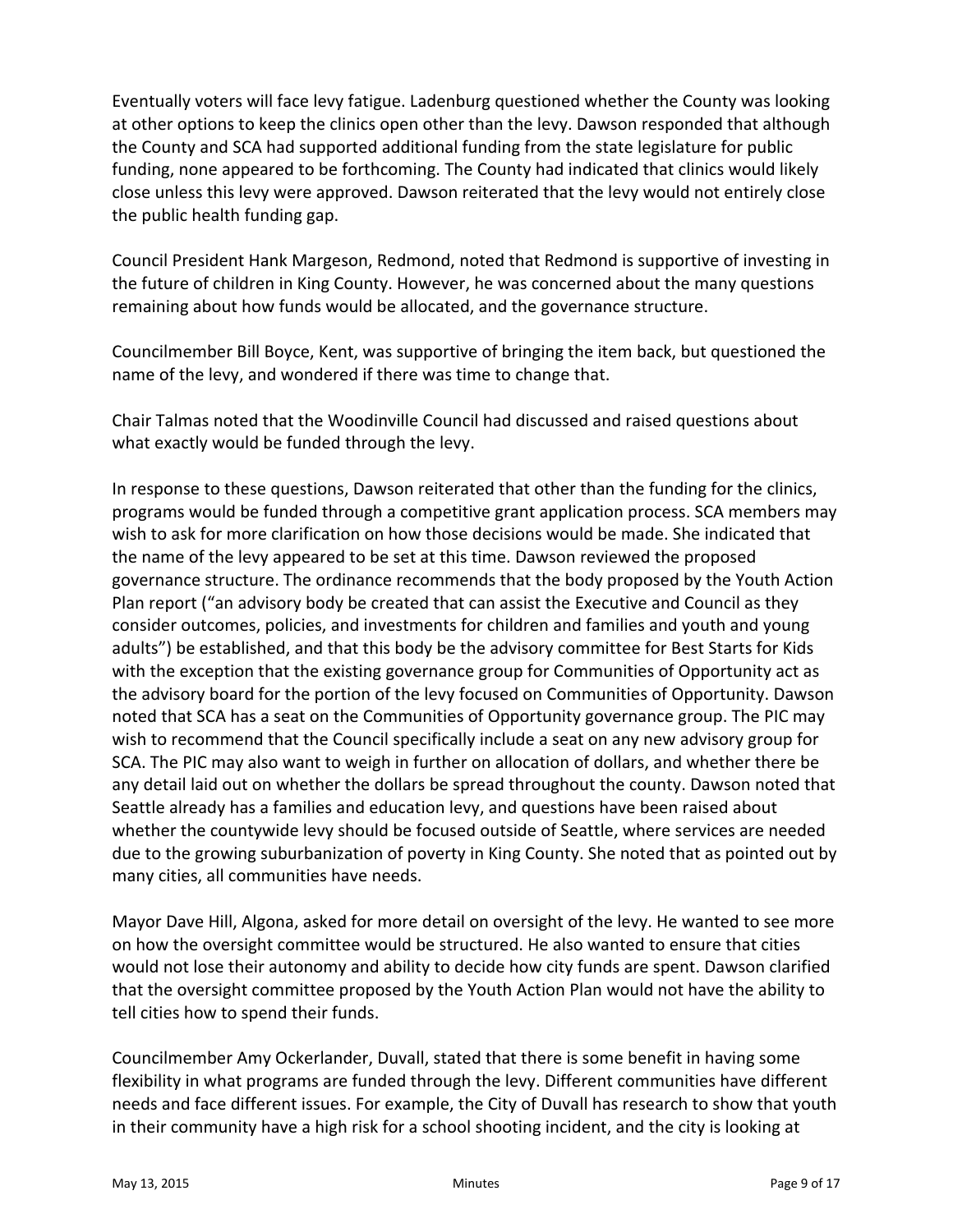Eventually voters will face levy fatigue. Ladenburg questioned whether the County was looking at other options to keep the clinics open other than the levy. Dawson responded that although the County and SCA had supported additional funding from the state legislature for public funding, none appeared to be forthcoming. The County had indicated that clinics would likely close unless this levy were approved. Dawson reiterated that the levy would not entirely close the public health funding gap.

Council President Hank Margeson, Redmond, noted that Redmond is supportive of investing in the future of children in King County. However, he was concerned about the many questions remaining about how funds would be allocated, and the governance structure.

Councilmember Bill Boyce, Kent, was supportive of bringing the item back, but questioned the name of the levy, and wondered if there was time to change that.

Chair Talmas noted that the Woodinville Council had discussed and raised questions about what exactly would be funded through the levy.

In response to these questions, Dawson reiterated that other than the funding for the clinics, programs would be funded through a competitive grant application process. SCA members may wish to ask for more clarification on how those decisions would be made. She indicated that the name of the levy appeared to be set at this time. Dawson reviewed the proposed governance structure. The ordinance recommends that the body proposed by the Youth Action Plan report ("an advisory body be created that can assist the Executive and Council as they consider outcomes, policies, and investments for children and families and youth and young adults") be established, and that this body be the advisory committee for Best Starts for Kids with the exception that the existing governance group for Communities of Opportunity act as the advisory board for the portion of the levy focused on Communities of Opportunity. Dawson noted that SCA has a seat on the Communities of Opportunity governance group. The PIC may wish to recommend that the Council specifically include a seat on any new advisory group for SCA. The PIC may also want to weigh in further on allocation of dollars, and whether there be any detail laid out on whether the dollars be spread throughout the county. Dawson noted that Seattle already has a families and education levy, and questions have been raised about whether the countywide levy should be focused outside of Seattle, where services are needed due to the growing suburbanization of poverty in King County. She noted that as pointed out by many cities, all communities have needs.

Mayor Dave Hill, Algona, asked for more detail on oversight of the levy. He wanted to see more on how the oversight committee would be structured. He also wanted to ensure that cities would not lose their autonomy and ability to decide how city funds are spent. Dawson clarified that the oversight committee proposed by the Youth Action Plan would not have the ability to tell cities how to spend their funds.

Councilmember Amy Ockerlander, Duvall, stated that there is some benefit in having some flexibility in what programs are funded through the levy. Different communities have different needs and face different issues. For example, the City of Duvall has research to show that youth in their community have a high risk for a school shooting incident, and the city is looking at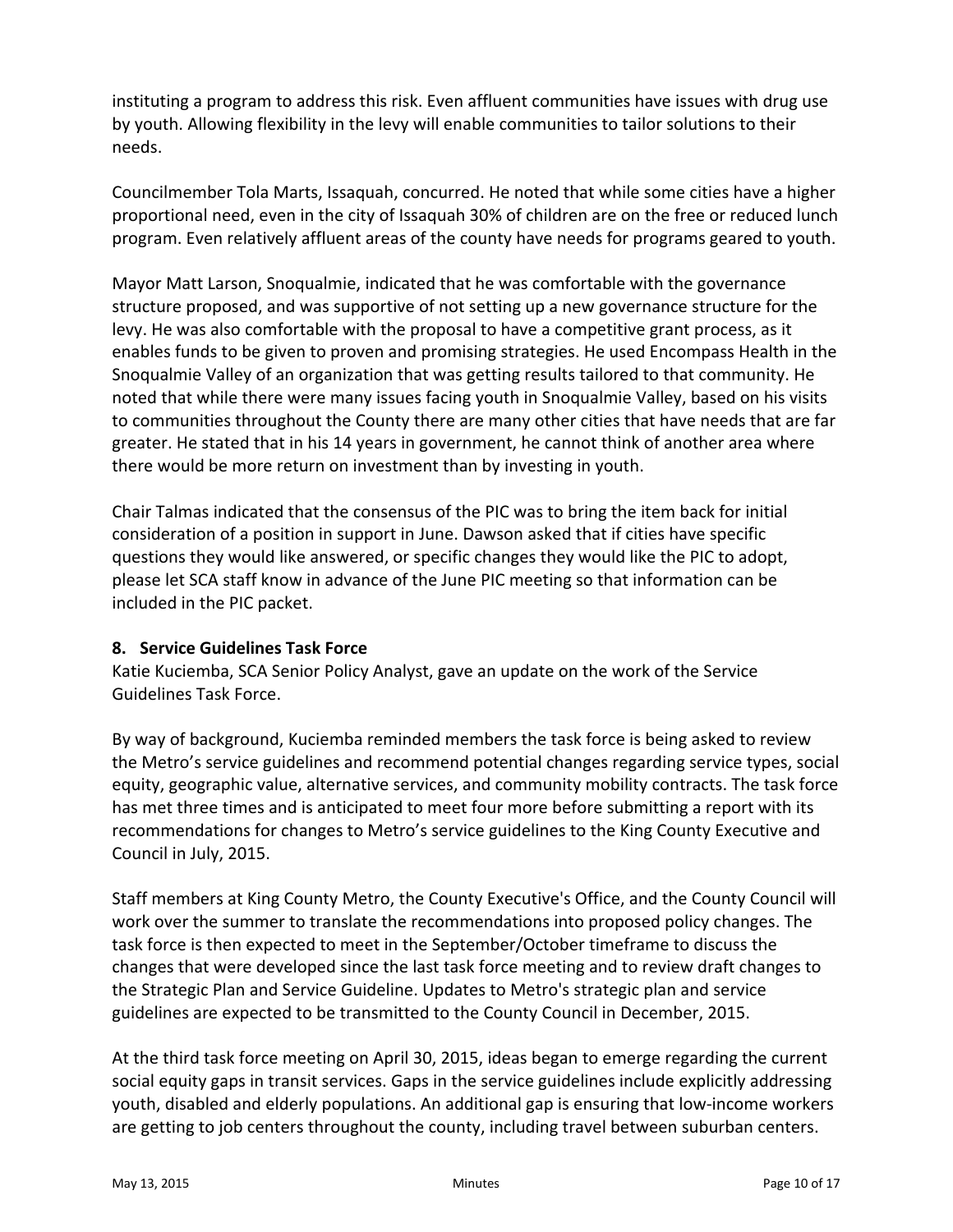instituting a program to address this risk. Even affluent communities have issues with drug use by youth. Allowing flexibility in the levy will enable communities to tailor solutions to their needs.

Councilmember Tola Marts, Issaquah, concurred. He noted that while some cities have a higher proportional need, even in the city of Issaquah 30% of children are on the free or reduced lunch program. Even relatively affluent areas of the county have needs for programs geared to youth.

Mayor Matt Larson, Snoqualmie, indicated that he was comfortable with the governance structure proposed, and was supportive of not setting up a new governance structure for the levy. He was also comfortable with the proposal to have a competitive grant process, as it enables funds to be given to proven and promising strategies. He used Encompass Health in the Snoqualmie Valley of an organization that was getting results tailored to that community. He noted that while there were many issues facing youth in Snoqualmie Valley, based on his visits to communities throughout the County there are many other cities that have needs that are far greater. He stated that in his 14 years in government, he cannot think of another area where there would be more return on investment than by investing in youth.

Chair Talmas indicated that the consensus of the PIC was to bring the item back for initial consideration of a position in support in June. Dawson asked that if cities have specific questions they would like answered, or specific changes they would like the PIC to adopt, please let SCA staff know in advance of the June PIC meeting so that information can be included in the PIC packet.

**8. Service Guidelines Task Force**

Katie Kuciemba, SCA Senior Policy Analyst, gave an update on the work of the Service Guidelines Task Force.

By way of background, Kuciemba reminded members the task force is being asked to review the Metro's service guidelines and recommend potential changes regarding service types, social equity, geographic value, alternative services, and community mobility contracts. The task force has met three times and is anticipated to meet four more before submitting a report with its recommendations for changes to Metro's service guidelines to the King County Executive and Council in July, 2015.

Staff members at King County Metro, the County Executive's Office, and the County Council will work over the summer to translate the recommendations into proposed policy changes. The task force is then expected to meet in the September/October timeframe to discuss the changes that were developed since the last task force meeting and to review draft changes to the Strategic Plan and Service Guideline. Updates to Metro's strategic plan and service guidelines are expected to be transmitted to the County Council in December, 2015.

At the third task force meeting on April 30, 2015, ideas began to emerge regarding the current social equity gaps in transit services. Gaps in the service guidelines include explicitly addressing youth, disabled and elderly populations. An additional gap is ensuring that low-income workers are getting to job centers throughout the county, including travel between suburban centers.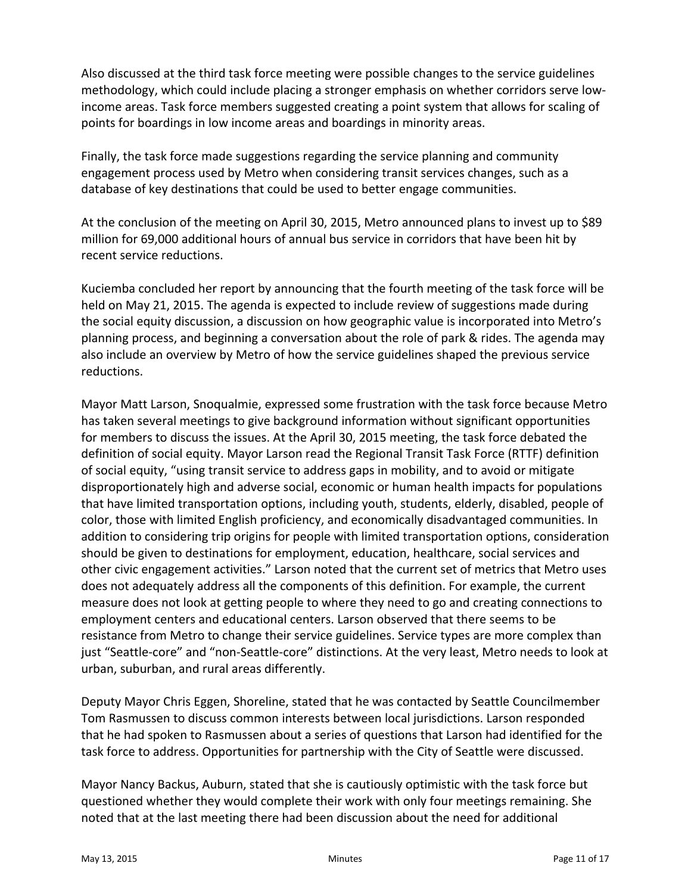Also discussed at the third task force meeting were possible changes to the service guidelines methodology, which could include placing a stronger emphasis on whether corridors serve low-income areas. Task force members suggested creating a point system that allows for scaling of points for boardings in low income areas and boardings in minority areas.

Finally, the task force made suggestions regarding the service planning and community engagement process used by Metro when considering transit services changes, such as a database of key destinations that could be used to better engage communities.

At the conclusion of the meeting on April 30, 2015, Metro announced plans to invest up to $89 million for 69,000 additional hours of annual bus service in corridors that have been hit by recent service reductions.

Kuciemba concluded her report by announcing that the fourth meeting of the task force will be held on May 21, 2015. The agenda is expected to include review of suggestions made during the social equity discussion, a discussion on how geographic value is incorporated into Metro's planning process, and beginning a conversation about the role of park & rides. The agenda may also include an overview by Metro of how the service guidelines shaped the previous service reductions.

Mayor Matt Larson, Snoqualmie, expressed some frustration with the task force because Metro has taken several meetings to give background information without significant opportunities for members to discuss the issues. At the April 30, 2015 meeting, the task force debated the definition of social equity. Mayor Larson read the Regional Transit Task Force (RTTF) definition of social equity, "using transit service to address gaps in mobility, and to avoid or mitigate disproportionately high and adverse social, economic or human health impacts for populations that have limited transportation options, including youth, students, elderly, disabled, people of color, those with limited English proficiency, and economically disadvantaged communities. In addition to considering trip origins for people with limited transportation options, consideration should be given to destinations for employment, education, healthcare, social services and other civic engagement activities." Larson noted that the current set of metrics that Metro uses does not adequately address all the components of this definition. For example, the current measure does not look at getting people to where they need to go and creating connections to employment centers and educational centers. Larson observed that there seems to be resistance from Metro to change their service guidelines. Service types are more complex than just "Seattle-core" and "non-Seattle-core" distinctions. At the very least, Metro needs to look at urban, suburban, and rural areas differently.

Deputy Mayor Chris Eggen, Shoreline, stated that he was contacted by Seattle Councilmember Tom Rasmussen to discuss common interests between local jurisdictions. Larson responded that he had spoken to Rasmussen about a series of questions that Larson had identified for the task force to address. Opportunities for partnership with the City of Seattle were discussed.

Mayor Nancy Backus, Auburn, stated that she is cautiously optimistic with the task force but questioned whether they would complete their work with only four meetings remaining. She noted that at the last meeting there had been discussion about the need for additional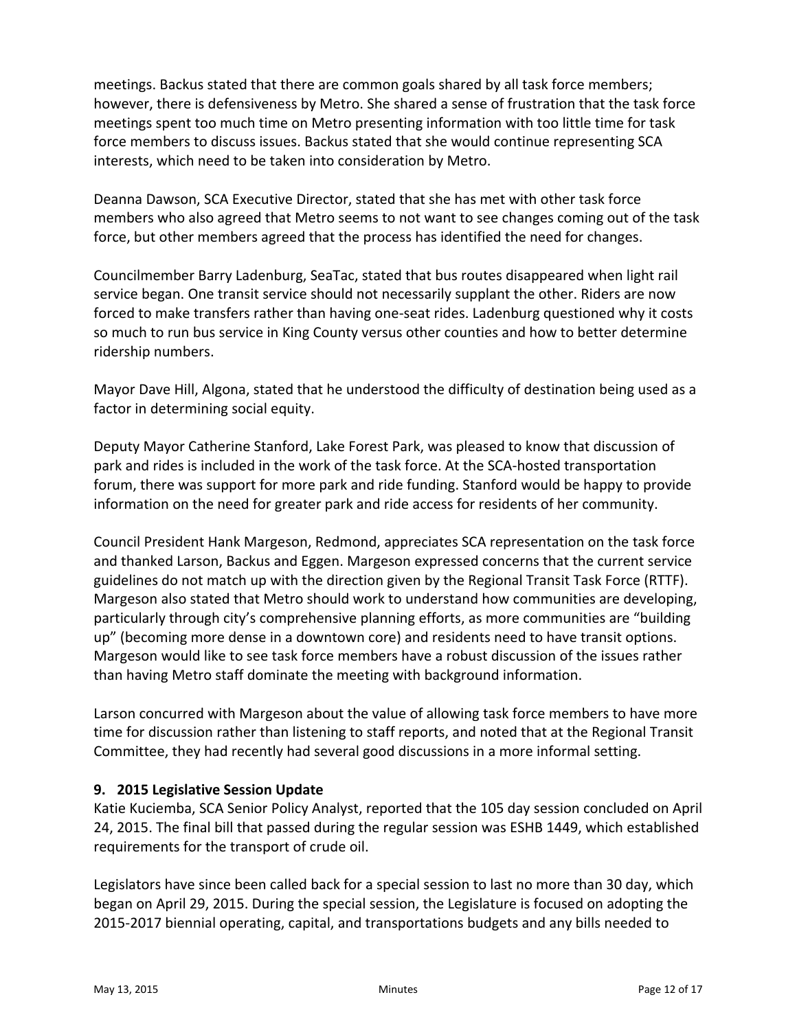meetings. Backus stated that there are common goals shared by all task force members; however, there is defensiveness by Metro. She shared a sense of frustration that the task force meetings spent too much time on Metro presenting information with too little time for task force members to discuss issues. Backus stated that she would continue representing SCA interests, which need to be taken into consideration by Metro.

Deanna Dawson, SCA Executive Director, stated that she has met with other task force members who also agreed that Metro seems to not want to see changes coming out of the task force, but other members agreed that the process has identified the need for changes.

Councilmember Barry Ladenburg, SeaTac, stated that bus routes disappeared when light rail service began. One transit service should not necessarily supplant the other. Riders are now forced to make transfers rather than having one-seat rides. Ladenburg questioned why it costs so much to run bus service in King County versus other counties and how to better determine ridership numbers.

Mayor Dave Hill, Algona, stated that he understood the difficulty of destination being used as a factor in determining social equity.

Deputy Mayor Catherine Stanford, Lake Forest Park, was pleased to know that discussion of park and rides is included in the work of the task force. At the SCA-hosted transportation forum, there was support for more park and ride funding. Stanford would be happy to provide information on the need for greater park and ride access for residents of her community.

Council President Hank Margeson, Redmond, appreciates SCA representation on the task force and thanked Larson, Backus and Eggen. Margeson expressed concerns that the current service guidelines do not match up with the direction given by the Regional Transit Task Force (RTTF). Margeson also stated that Metro should work to understand how communities are developing, particularly through city's comprehensive planning efforts, as more communities are "building up" (becoming more dense in a downtown core) and residents need to have transit options. Margeson would like to see task force members have a robust discussion of the issues rather than having Metro staff dominate the meeting with background information.

Larson concurred with Margeson about the value of allowing task force members to have more time for discussion rather than listening to staff reports, and noted that at the Regional Transit Committee, they had recently had several good discussions in a more informal setting.

**9. 2015 Legislative Session Update**

Katie Kuciemba, SCA Senior Policy Analyst, reported that the 105 day session concluded on April 24, 2015. The final bill that passed during the regular session was ESHB 1449, which established requirements for the transport of crude oil.

Legislators have since been called back for a special session to last no more than 30 day, which began on April 29, 2015. During the special session, the Legislature is focused on adopting the 2015-2017 biennial operating, capital, and transportations budgets and any bills needed to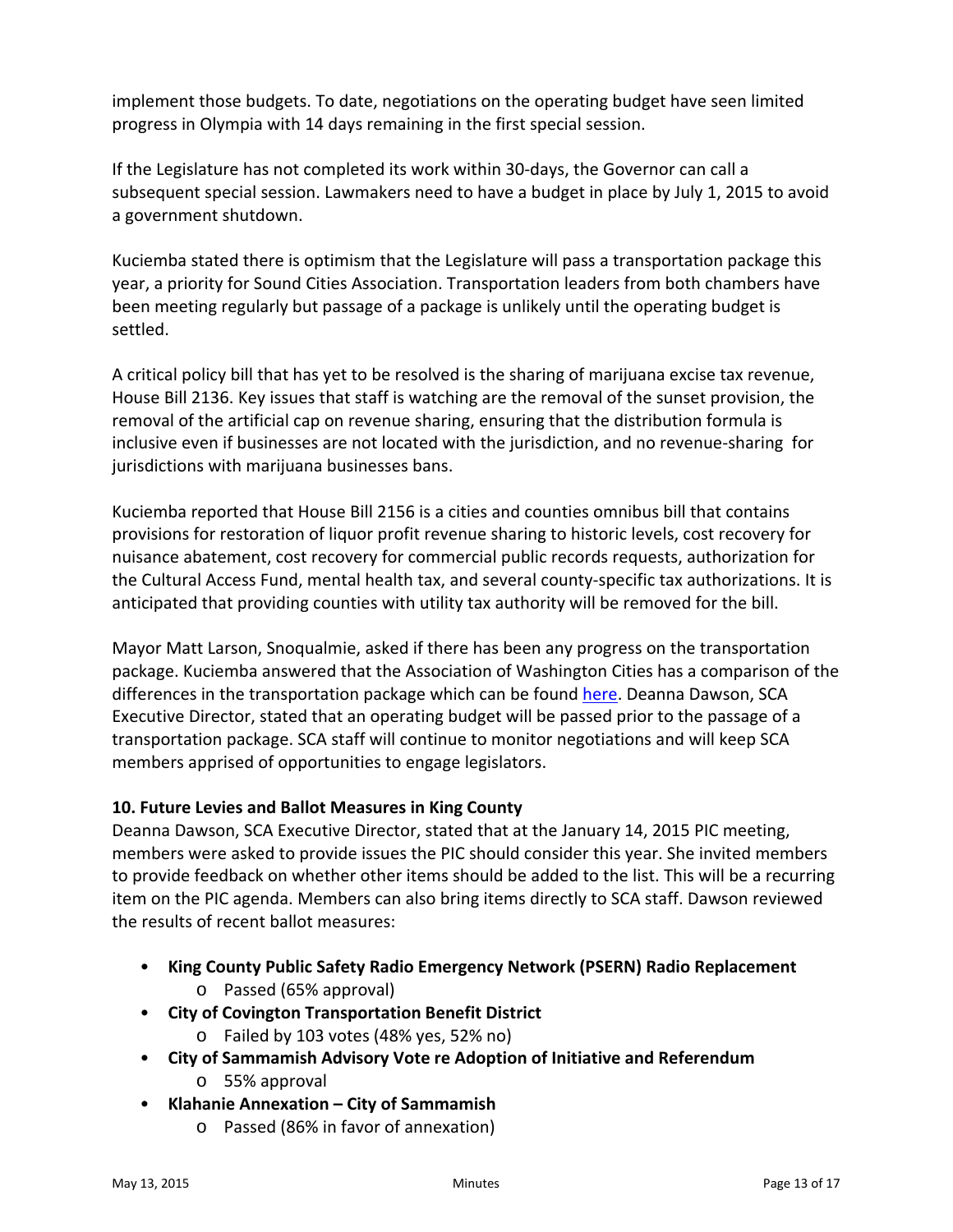implement those budgets. To date, negotiations on the operating budget have seen limited progress in Olympia with 14 days remaining in the first special session.

If the Legislature has not completed its work within 30-days, the Governor can call a subsequent special session. Lawmakers need to have a budget in place by July 1, 2015 to avoid a government shutdown.

Kuciemba stated there is optimism that the Legislature will pass a transportation package this year, a priority for Sound Cities Association. Transportation leaders from both chambers have been meeting regularly but passage of a package is unlikely until the operating budget is settled.

A critical policy bill that has yet to be resolved is the sharing of marijuana excise tax revenue, House Bill 2136. Key issues that staff is watching are the removal of the sunset provision, the removal of the artificial cap on revenue sharing, ensuring that the distribution formula is inclusive even if businesses are not located with the jurisdiction, and no revenue-sharing for jurisdictions with marijuana businesses bans.

Kuciemba reported that House Bill 2156 is a cities and counties omnibus bill that contains provisions for restoration of liquor profit revenue sharing to historic levels, cost recovery for nuisance abatement, cost recovery for commercial public records requests, authorization for the Cultural Access Fund, mental health tax, and several county-specific tax authorizations. It is anticipated that providing counties with utility tax authority will be removed for the bill.

Mayor Matt Larson, Snoqualmie, asked if there has been any progress on the transportation package. Kuciemba answered that the Association of Washington Cities has a comparison of the differences in the transportation package which can be found here. Deanna Dawson, SCA Executive Director, stated that an operating budget will be passed prior to the passage of a transportation package. SCA staff will continue to monitor negotiations and will keep SCA members apprised of opportunities to engage legislators.

**10. Future Levies and Ballot Measures in King County**

Deanna Dawson, SCA Executive Director, stated that at the January 14, 2015 PIC meeting, members were asked to provide issues the PIC should consider this year. She invited members to provide feedback on whether other items should be added to the list. This will be a recurring item on the PIC agenda. Members can also bring items directly to SCA staff. Dawson reviewed the results of recent ballot measures:

- **King County Public Safety Radio Emergency Network (PSERN) Radio Replacement**
  - Passed (65% approval)
- **City of Covington Transportation Benefit District**
  - Failed by 103 votes (48% yes, 52% no)
- **City of Sammamish Advisory Vote re Adoption of Initiative and Referendum**
  - 55% approval
- **Klahanie Annexation – City of Sammamish**
  - Passed (86% in favor of annexation)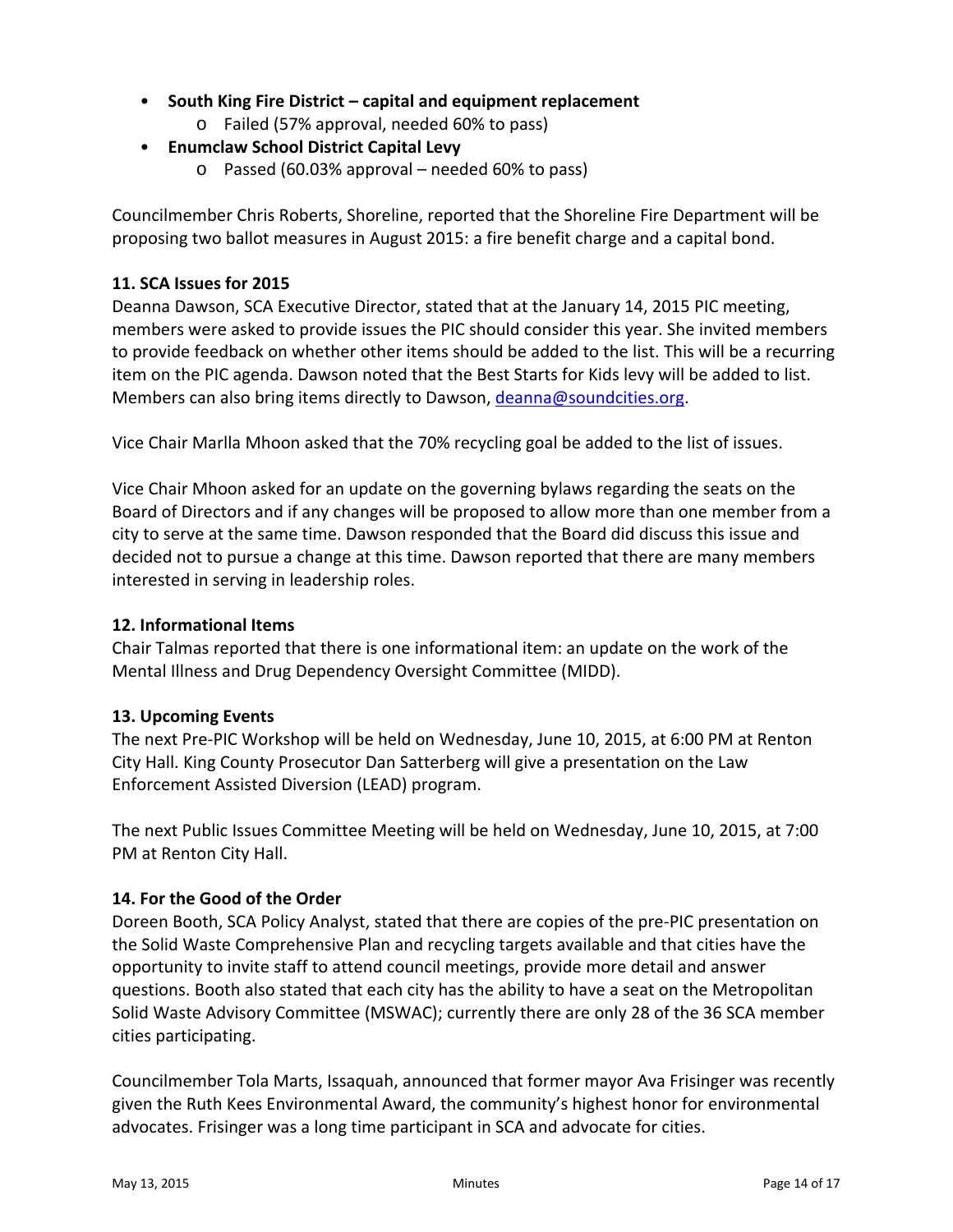- **South King Fire District – capital and equipment replacement**
    - Failed (57% approval, needed 60% to pass)
- **Enumclaw School District Capital Levy**
    - Passed (60.03% approval – needed 60% to pass)

Councilmember Chris Roberts, Shoreline, reported that the Shoreline Fire Department will be proposing two ballot measures in August 2015: a fire benefit charge and a capital bond.

**11. SCA Issues for 2015**

Deanna Dawson, SCA Executive Director, stated that at the January 14, 2015 PIC meeting, members were asked to provide issues the PIC should consider this year. She invited members to provide feedback on whether other items should be added to the list. This will be a recurring item on the PIC agenda. Dawson noted that the Best Starts for Kids levy will be added to list. Members can also bring items directly to Dawson, deanna@soundcities.org.

Vice Chair Marlla Mhoon asked that the 70% recycling goal be added to the list of issues.

Vice Chair Mhoon asked for an update on the governing bylaws regarding the seats on the Board of Directors and if any changes will be proposed to allow more than one member from a city to serve at the same time. Dawson responded that the Board did discuss this issue and decided not to pursue a change at this time. Dawson reported that there are many members interested in serving in leadership roles.

**12. Informational Items**

Chair Talmas reported that there is one informational item: an update on the work of the Mental Illness and Drug Dependency Oversight Committee (MIDD).

**13. Upcoming Events**

The next Pre-PIC Workshop will be held on Wednesday, June 10, 2015, at 6:00 PM at Renton City Hall. King County Prosecutor Dan Satterberg will give a presentation on the Law Enforcement Assisted Diversion (LEAD) program.

The next Public Issues Committee Meeting will be held on Wednesday, June 10, 2015, at 7:00 PM at Renton City Hall.

**14. For the Good of the Order**

Doreen Booth, SCA Policy Analyst, stated that there are copies of the pre-PIC presentation on the Solid Waste Comprehensive Plan and recycling targets available and that cities have the opportunity to invite staff to attend council meetings, provide more detail and answer questions. Booth also stated that each city has the ability to have a seat on the Metropolitan Solid Waste Advisory Committee (MSWAC); currently there are only 28 of the 36 SCA member cities participating.

Councilmember Tola Marts, Issaquah, announced that former mayor Ava Frisinger was recently given the Ruth Kees Environmental Award, the community's highest honor for environmental advocates. Frisinger was a long time participant in SCA and advocate for cities.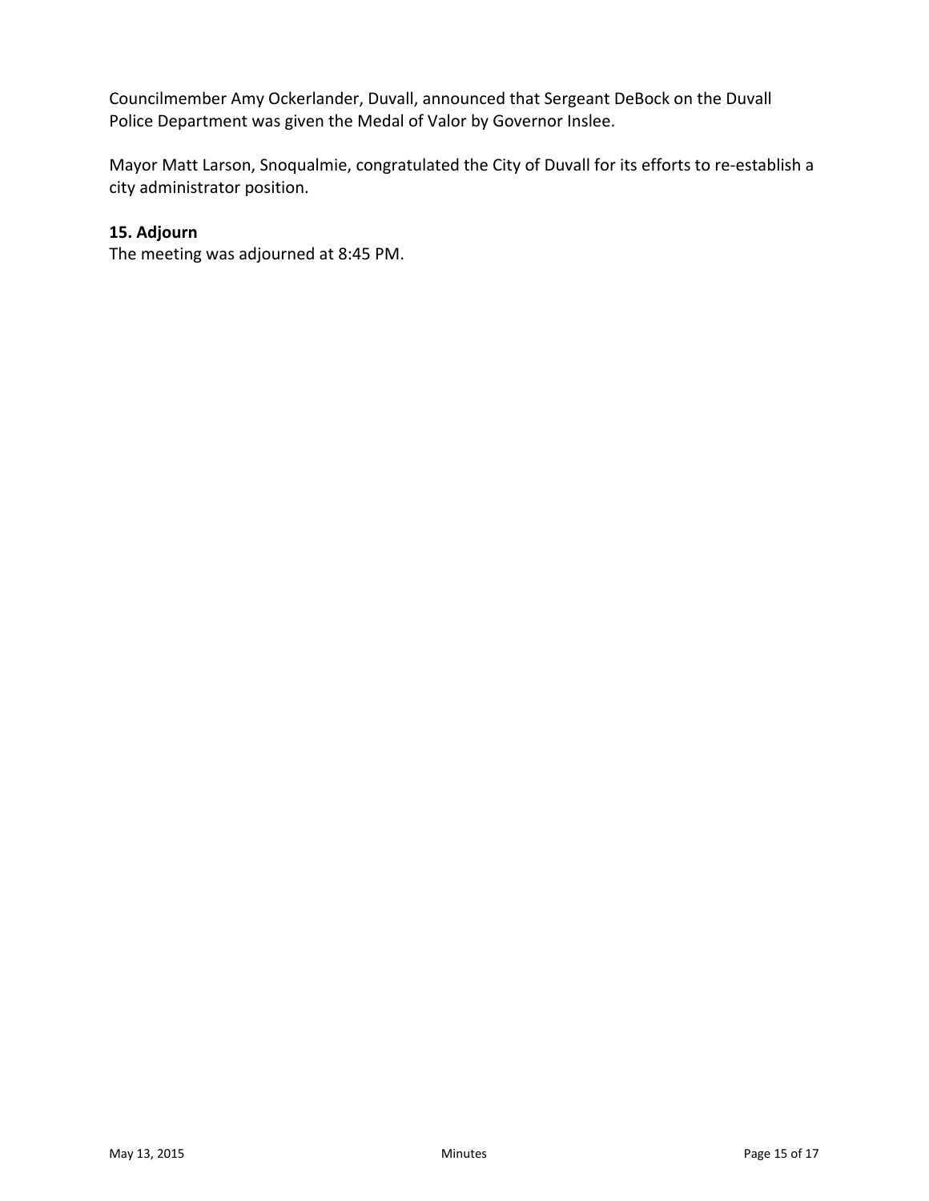Councilmember Amy Ockerlander, Duvall, announced that Sergeant DeBock on the Duvall Police Department was given the Medal of Valor by Governor Inslee.

Mayor Matt Larson, Snoqualmie, congratulated the City of Duvall for its efforts to re-establish a city administrator position.

**15. Adjourn**

The meeting was adjourned at 8:45 PM.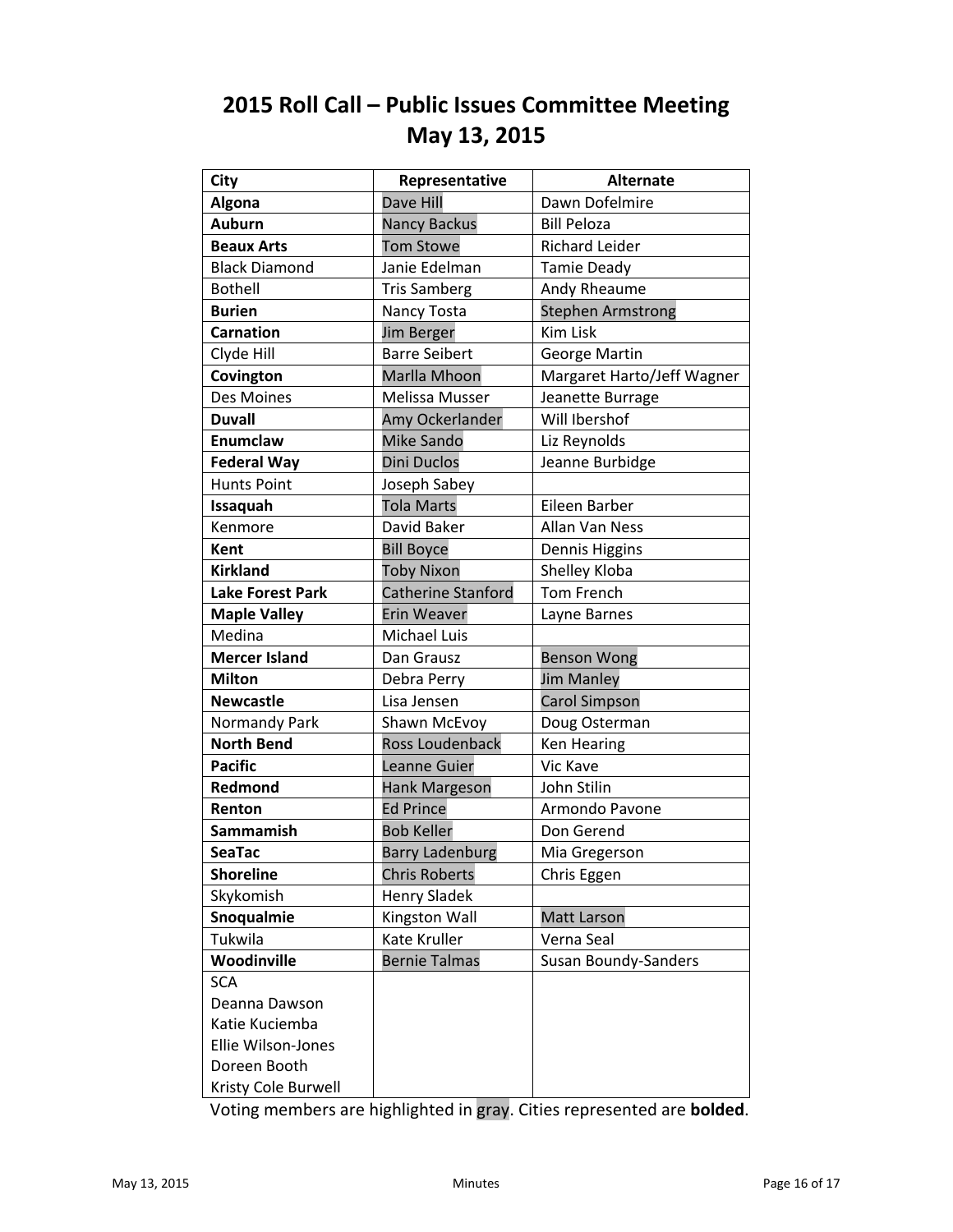# 2015 Roll Call – Public Issues Committee Meeting
# May 13, 2015

| City | Representative | Alternate |
|---|---|---|
| **Algona** | Dave Hill | Dawn Dofelmire |
| **Auburn** | Nancy Backus | Bill Peloza |
| **Beaux Arts** | Tom Stowe | Richard Leider |
| Black Diamond | Janie Edelman | Tamie Deady |
| Bothell | Tris Samberg | Andy Rheaume |
| **Burien** | Nancy Tosta | Stephen Armstrong |
| **Carnation** | Jim Berger | Kim Lisk |
| Clyde Hill | Barre Seibert | George Martin |
| **Covington** | Marlla Mhoon | Margaret Harto/Jeff Wagner |
| Des Moines | Melissa Musser | Jeanette Burrage |
| **Duvall** | Amy Ockerlander | Will Ibershof |
| **Enumclaw** | Mike Sando | Liz Reynolds |
| **Federal Way** | Dini Duclos | Jeanne Burbidge |
| Hunts Point | Joseph Sabey | |
| **Issaquah** | Tola Marts | Eileen Barber |
| Kenmore | David Baker | Allan Van Ness |
| **Kent** | Bill Boyce | Dennis Higgins |
| **Kirkland** | Toby Nixon | Shelley Kloba |
| **Lake Forest Park** | Catherine Stanford | Tom French |
| **Maple Valley** | Erin Weaver | Layne Barnes |
| Medina | Michael Luis | |
| **Mercer Island** | Dan Grausz | Benson Wong |
| **Milton** | Debra Perry | Jim Manley |
| **Newcastle** | Lisa Jensen | Carol Simpson |
| Normandy Park | Shawn McEvoy | Doug Osterman |
| **North Bend** | Ross Loudenback | Ken Hearing |
| **Pacific** | Leanne Guier | Vic Kave |
| **Redmond** | Hank Margeson | John Stilin |
| **Renton** | Ed Prince | Armondo Pavone |
| **Sammamish** | Bob Keller | Don Gerend |
| **SeaTac** | Barry Ladenburg | Mia Gregerson |
| **Shoreline** | Chris Roberts | Chris Eggen |
| Skykomish | Henry Sladek | |
| **Snoqualmie** | Kingston Wall | Matt Larson |
| Tukwila | Kate Kruller | Verna Seal |
| **Woodinville** | Bernie Talmas | Susan Boundy-Sanders |
| SCA<br>Deanna Dawson<br>Katie Kuciemba<br>Ellie Wilson-Jones<br>Doreen Booth<br>Kristy Cole Burwell | | |

Voting members are highlighted in gray. Cities represented are **bolded**.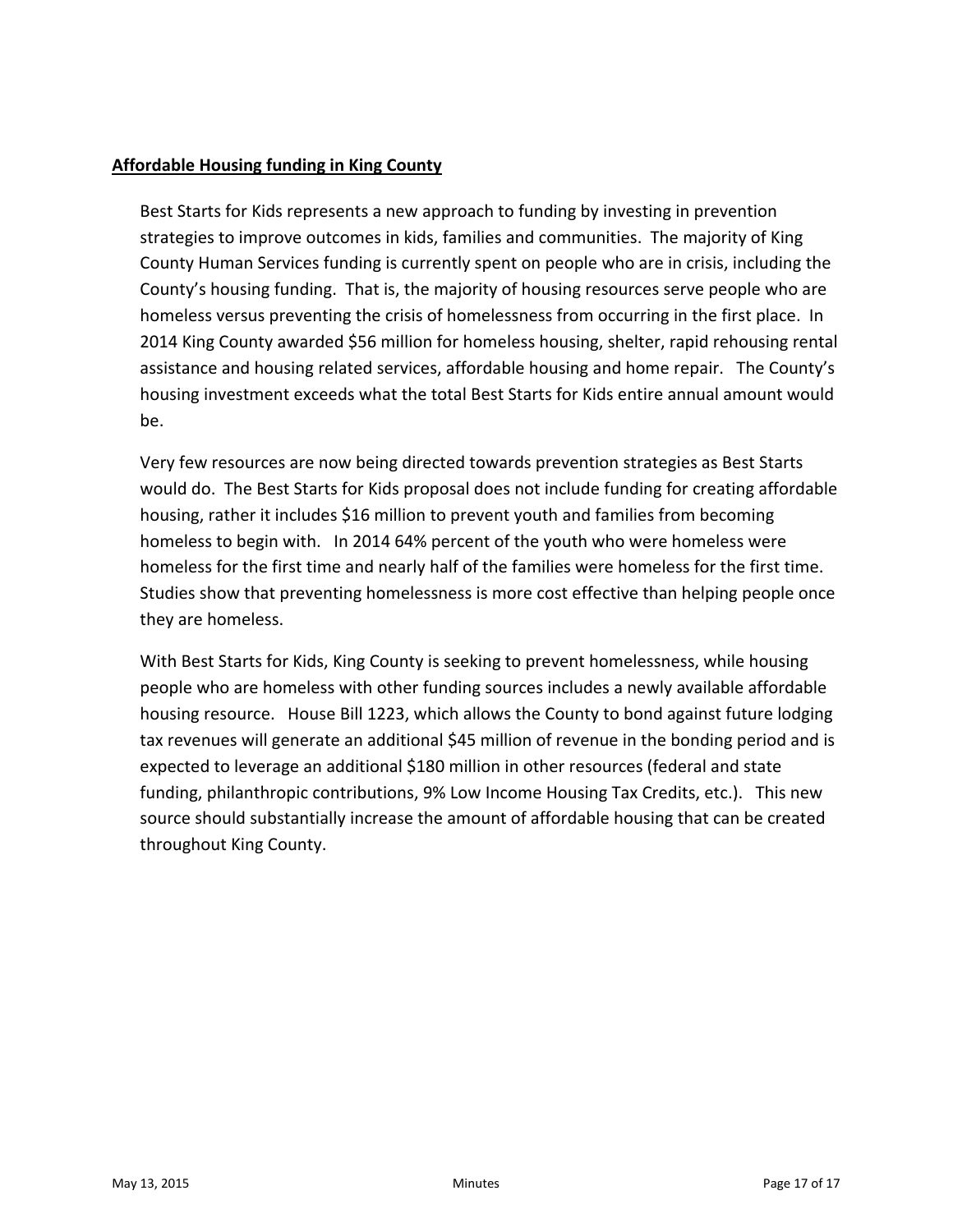**Affordable Housing funding in King County**

Best Starts for Kids represents a new approach to funding by investing in prevention strategies to improve outcomes in kids, families and communities. The majority of King County Human Services funding is currently spent on people who are in crisis, including the County's housing funding. That is, the majority of housing resources serve people who are homeless versus preventing the crisis of homelessness from occurring in the first place. In 2014 King County awarded $56 million for homeless housing, shelter, rapid rehousing rental assistance and housing related services, affordable housing and home repair. The County's housing investment exceeds what the total Best Starts for Kids entire annual amount would be.

Very few resources are now being directed towards prevention strategies as Best Starts would do. The Best Starts for Kids proposal does not include funding for creating affordable housing, rather it includes $16 million to prevent youth and families from becoming homeless to begin with. In 2014 64% percent of the youth who were homeless were homeless for the first time and nearly half of the families were homeless for the first time. Studies show that preventing homelessness is more cost effective than helping people once they are homeless.

With Best Starts for Kids, King County is seeking to prevent homelessness, while housing people who are homeless with other funding sources includes a newly available affordable housing resource. House Bill 1223, which allows the County to bond against future lodging tax revenues will generate an additional $45 million of revenue in the bonding period and is expected to leverage an additional $180 million in other resources (federal and state funding, philanthropic contributions, 9% Low Income Housing Tax Credits, etc.). This new source should substantially increase the amount of affordable housing that can be created throughout King County.